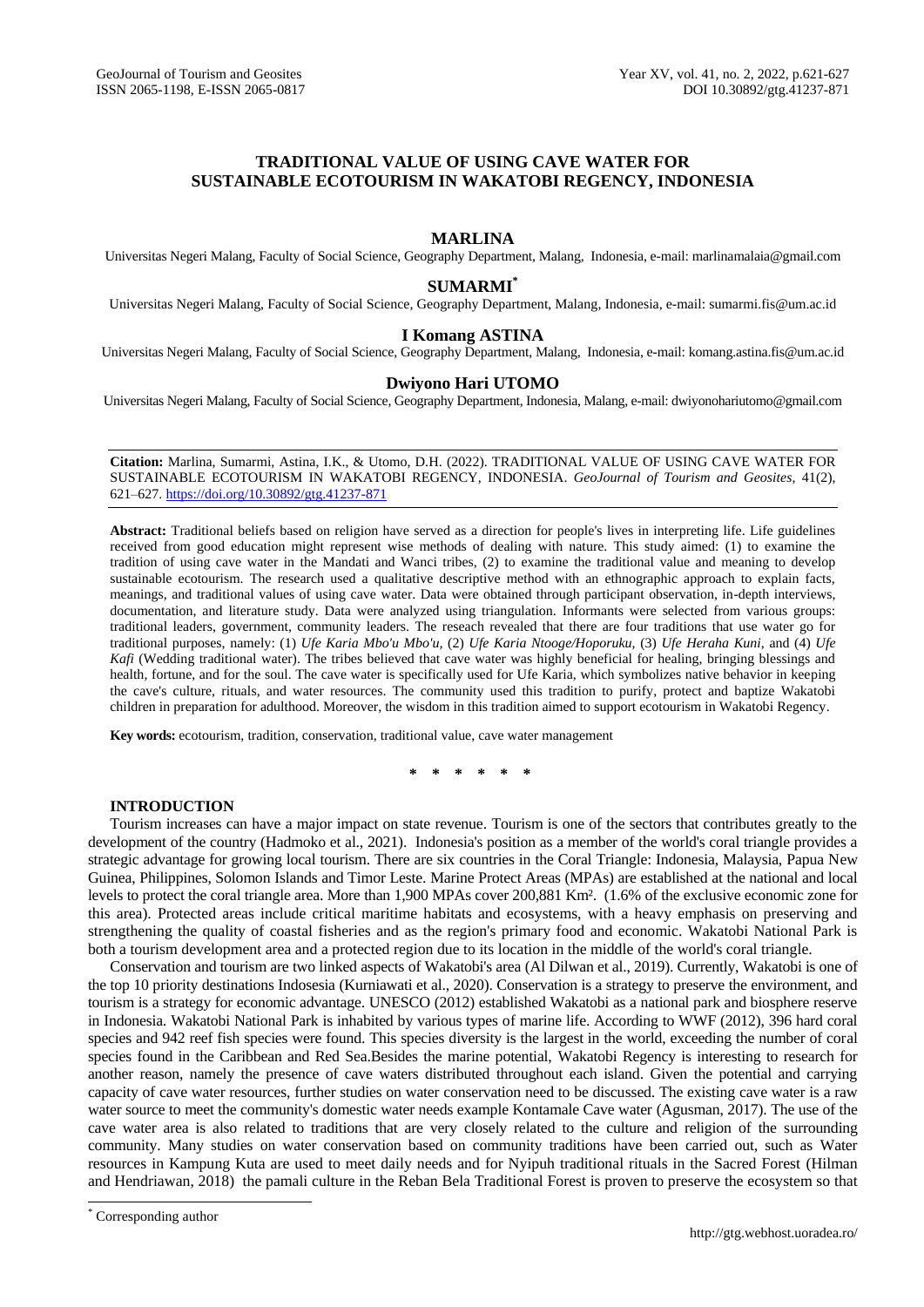# TRADITIONAL VALUE OF USING CAVE WATER FOR SUSTAINABLE ECOTOURISM IN WAKATOBI REGENCY, INDONESIA

## MARLINA

Universitas Negeri Malang, Faculty of Social Science, Geography Department, Malang, Indonesia, e-mail: marlinamalaia@gmail.com

## SUMARMI*

Universitas Negeri Malang, Faculty of Social Science, Geography Department, Malang, Indonesia, e-mail: sumarmi.fis@um.ac.id

## I Komang ASTINA

Universitas Negeri Malang, Faculty of Social Science, Geography Department, Malang, Indonesia, e-mail: komang.astina.fis@um.ac.id

## Dwiyono Hari UTOMO

Universitas Negeri Malang, Faculty of Social Science, Geography Department, Indonesia, Malang, e-mail: dwiyonohariutomo@gmail.com

---

**Citation:** Marlina, Sumarmi, Astina, I.K., & Utomo, D.H. (2022). TRADITIONAL VALUE OF USING CAVE WATER FOR SUSTAINABLE ECOTOURISM IN WAKATOBI REGENCY, INDONESIA. *GeoJournal of Tourism and Geosites*, 41(2), 621–627. https://doi.org/10.30892/gtg.41237-871

---

**Abstract:** Traditional beliefs based on religion have served as a direction for people's lives in interpreting life. Life guidelines received from good education might represent wise methods of dealing with nature. This study aimed: (1) to examine the tradition of using cave water in the Mandati and Wanci tribes, (2) to examine the traditional value and meaning to develop sustainable ecotourism. The research used a qualitative descriptive method with an ethnographic approach to explain facts, meanings, and traditional values of using cave water. Data were obtained through participant observation, in-depth interviews, documentation, and literature study. Data were analyzed using triangulation. Informants were selected from various groups: traditional leaders, government, community leaders. The reseach revealed that there are four traditions that use water go for traditional purposes, namely: (1) *Ufe Karia Mbo'u Mbo'u*, (2) *Ufe Karia Ntooge/Hoporuku*, (3) *Ufe Heraha Kuni*, and (4) *Ufe Kafi* (Wedding traditional water). The tribes believed that cave water was highly beneficial for healing, bringing blessings and health, fortune, and for the soul. The cave water is specifically used for Ufe Karia, which symbolizes native behavior in keeping the cave's culture, rituals, and water resources. The community used this tradition to purify, protect and baptize Wakatobi children in preparation for adulthood. Moreover, the wisdom in this tradition aimed to support ecotourism in Wakatobi Regency.

**Key words:** ecotourism, tradition, conservation, traditional value, cave water management

\* \* \* \* \* \*

## INTRODUCTION

Tourism increases can have a major impact on state revenue. Tourism is one of the sectors that contributes greatly to the development of the country (Hadmoko et al., 2021). Indonesia's position as a member of the world's coral triangle provides a strategic advantage for growing local tourism. There are six countries in the Coral Triangle: Indonesia, Malaysia, Papua New Guinea, Philippines, Solomon Islands and Timor Leste. Marine Protect Areas (MPAs) are established at the national and local levels to protect the coral triangle area. More than 1,900 MPAs cover 200,881 Km². (1.6% of the exclusive economic zone for this area). Protected areas include critical maritime habitats and ecosystems, with a heavy emphasis on preserving and strengthening the quality of coastal fisheries and as the region's primary food and economic. Wakatobi National Park is both a tourism development area and a protected region due to its location in the middle of the world's coral triangle.

Conservation and tourism are two linked aspects of Wakatobi's area (Al Dilwan et al., 2019). Currently, Wakatobi is one of the top 10 priority destinations Indosesia (Kurniawati et al., 2020). Conservation is a strategy to preserve the environment, and tourism is a strategy for economic advantage. UNESCO (2012) established Wakatobi as a national park and biosphere reserve in Indonesia. Wakatobi National Park is inhabited by various types of marine life. According to WWF (2012), 396 hard coral species and 942 reef fish species were found. This species diversity is the largest in the world, exceeding the number of coral species found in the Caribbean and Red Sea.Besides the marine potential, Wakatobi Regency is interesting to research for another reason, namely the presence of cave waters distributed throughout each island. Given the potential and carrying capacity of cave water resources, further studies on water conservation need to be discussed. The existing cave water is a raw water source to meet the community's domestic water needs example Kontamale Cave water (Agusman, 2017). The use of the cave water area is also related to traditions that are very closely related to the culture and religion of the surrounding community. Many studies on water conservation based on community traditions have been carried out, such as Water resources in Kampung Kuta are used to meet daily needs and for Nyipuh traditional rituals in the Sacred Forest (Hilman and Hendriawan, 2018) the pamali culture in the Reban Bela Traditional Forest is proven to preserve the ecosystem so that

---

\* Corresponding author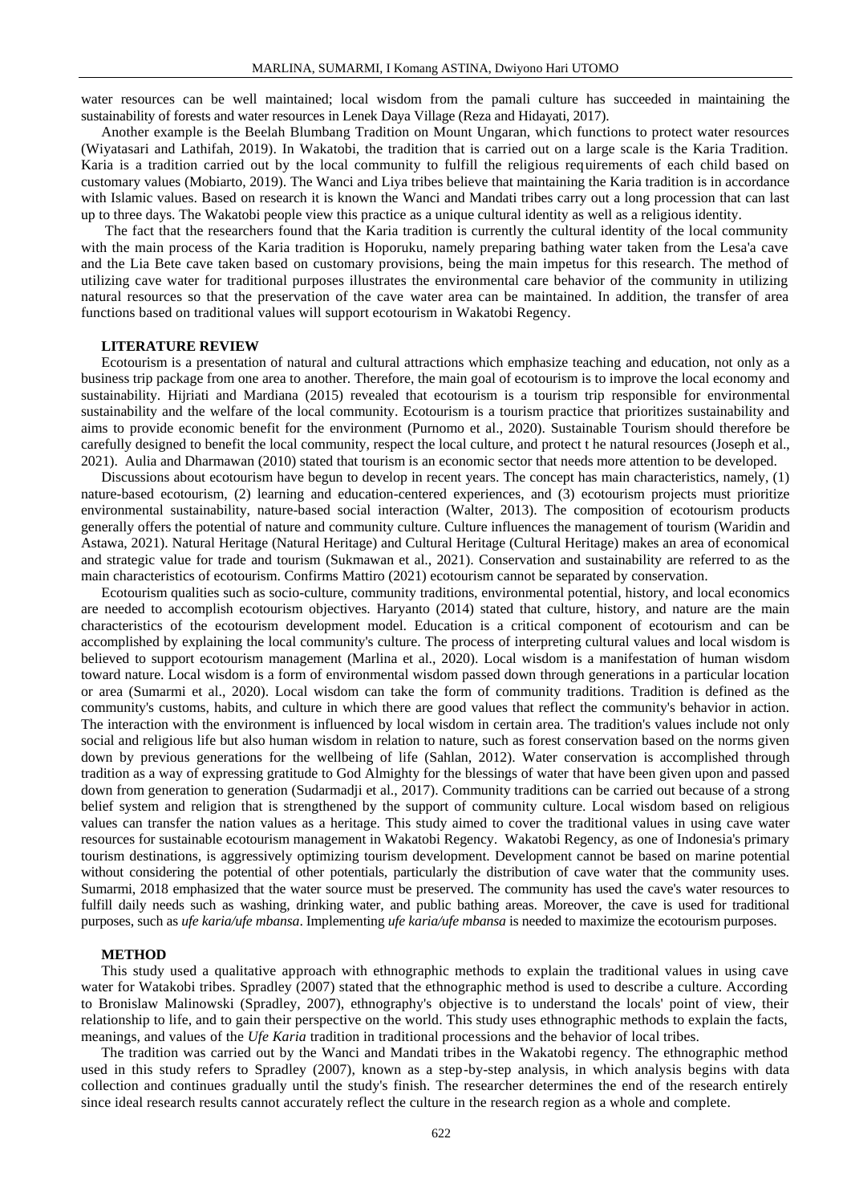water resources can be well maintained; local wisdom from the pamali culture has succeeded in maintaining the sustainability of forests and water resources in Lenek Daya Village (Reza and Hidayati, 2017).

Another example is the Beelah Blumbang Tradition on Mount Ungaran, which functions to protect water resources (Wiyatasari and Lathifah, 2019). In Wakatobi, the tradition that is carried out on a large scale is the Karia Tradition. Karia is a tradition carried out by the local community to fulfill the religious requirements of each child based on customary values (Mobiarto, 2019). The Wanci and Liya tribes believe that maintaining the Karia tradition is in accordance with Islamic values. Based on research it is known the Wanci and Mandati tribes carry out a long procession that can last up to three days. The Wakatobi people view this practice as a unique cultural identity as well as a religious identity.

The fact that the researchers found that the Karia tradition is currently the cultural identity of the local community with the main process of the Karia tradition is Hoporuku, namely preparing bathing water taken from the Lesa'a cave and the Lia Bete cave taken based on customary provisions, being the main impetus for this research. The method of utilizing cave water for traditional purposes illustrates the environmental care behavior of the community in utilizing natural resources so that the preservation of the cave water area can be maintained. In addition, the transfer of area functions based on traditional values will support ecotourism in Wakatobi Regency.

## LITERATURE REVIEW

Ecotourism is a presentation of natural and cultural attractions which emphasize teaching and education, not only as a business trip package from one area to another. Therefore, the main goal of ecotourism is to improve the local economy and sustainability. Hijriati and Mardiana (2015) revealed that ecotourism is a tourism trip responsible for environmental sustainability and the welfare of the local community. Ecotourism is a tourism practice that prioritizes sustainability and aims to provide economic benefit for the environment (Purnomo et al., 2020). Sustainable Tourism should therefore be carefully designed to benefit the local community, respect the local culture, and protect t he natural resources (Joseph et al., 2021). Aulia and Dharmawan (2010) stated that tourism is an economic sector that needs more attention to be developed.

Discussions about ecotourism have begun to develop in recent years. The concept has main characteristics, namely, (1) nature-based ecotourism, (2) learning and education-centered experiences, and (3) ecotourism projects must prioritize environmental sustainability, nature-based social interaction (Walter, 2013). The composition of ecotourism products generally offers the potential of nature and community culture. Culture influences the management of tourism (Waridin and Astawa, 2021). Natural Heritage (Natural Heritage) and Cultural Heritage (Cultural Heritage) makes an area of economical and strategic value for trade and tourism (Sukmawan et al., 2021). Conservation and sustainability are referred to as the main characteristics of ecotourism. Confirms Mattiro (2021) ecotourism cannot be separated by conservation.

Ecotourism qualities such as socio-culture, community traditions, environmental potential, history, and local economics are needed to accomplish ecotourism objectives. Haryanto (2014) stated that culture, history, and nature are the main characteristics of the ecotourism development model. Education is a critical component of ecotourism and can be accomplished by explaining the local community's culture. The process of interpreting cultural values and local wisdom is believed to support ecotourism management (Marlina et al., 2020). Local wisdom is a manifestation of human wisdom toward nature. Local wisdom is a form of environmental wisdom passed down through generations in a particular location or area (Sumarmi et al., 2020). Local wisdom can take the form of community traditions. Tradition is defined as the community's customs, habits, and culture in which there are good values that reflect the community's behavior in action. The interaction with the environment is influenced by local wisdom in certain areas. The tradition's values include not only social and religious life but also human wisdom in relation to nature, such as forest conservation based on the norms given down by previous generations for the wellbeing of life (Sahlan, 2012). Water conservation is accomplished through tradition as a way of expressing gratitude to God Almighty for the blessings of water that have been given upon and passed down from generation to generation (Sudarmadji et al., 2017). Community traditions can be carried out because of a strong belief system and religion that is strengthened by the support of community culture. Local wisdom based on religious values can transfer the nation values as a heritage. This study aimed to cover the traditional values in using cave water resources for sustainable ecotourism management in Wakatobi Regency. Wakatobi Regency, as one of Indonesia's primary tourism destinations, is aggressively optimizing tourism development. Development cannot be based on marine potential without considering the potential of other potentials, particularly the distribution of cave water that the community uses. Sumarmi, 2018 emphasized that the water source must be preserved. The community has used the cave's water resources to fulfill daily needs such as washing, drinking water, and public bathing areas. Moreover, the cave is used for traditional purposes, such as *ufe karia/ufe mbansa*. Implementing *ufe karia/ufe mbansa* is needed to maximize the ecotourism purposes.

## METHOD

This study used a qualitative approach with ethnographic methods to explain the traditional values in using cave water for Watakobi tribes. Spradley (2007) stated that the ethnographic method is used to describe a culture. According to Bronislaw Malinowski (Spradley, 2007), ethnography's objective is to understand the locals' point of view, their relationship to life, and to gain their perspective on the world. This study uses ethnographic methods to explain the facts, meanings, and values of the *Ufe Karia* tradition in traditional processions and the behavior of local tribes.

The tradition was carried out by the Wanci and Mandati tribes in the Wakatobi regency. The ethnographic method used in this study refers to Spradley (2007), known as a step-by-step analysis, in which analysis begins with data collection and continues gradually until the study's finish. The researcher determines the end of the research entirely since ideal research results cannot accurately reflect the culture in the research region as a whole and complete.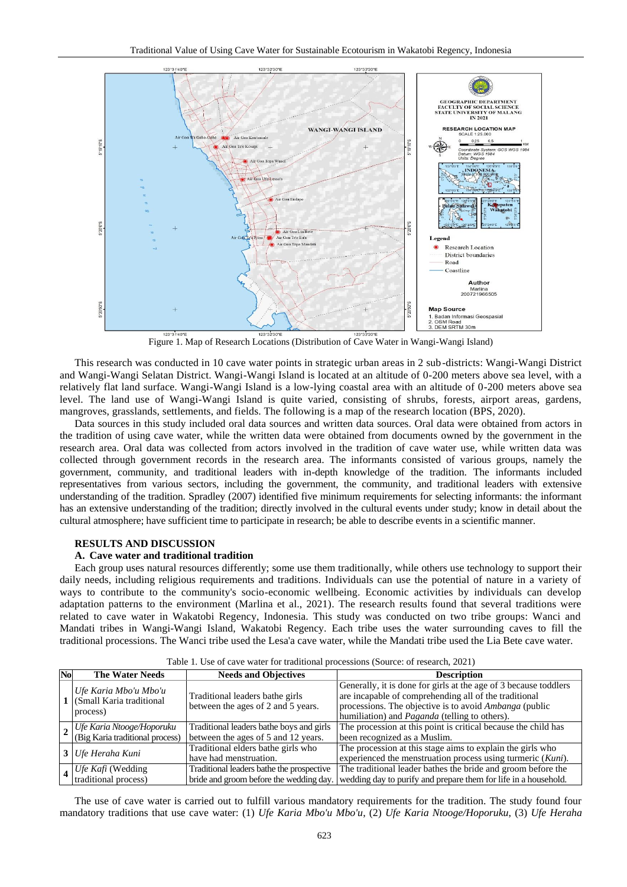Figure 1. Map of Research Locations (Distribution of Cave Water in Wangi-Wangi Island)

This research was conducted in 10 cave water points in strategic urban areas in 2 sub-districts: Wangi-Wangi District and Wangi-Wangi Selatan District. Wangi-Wangi Island is located at an altitude of 0-200 meters above sea level, with a relatively flat land surface. Wangi-Wangi Island is a low-lying coastal area with an altitude of 0-200 meters above sea level. The land use of Wangi-Wangi Island is quite varied, consisting of shrubs, forests, airport areas, gardens, mangroves, grasslands, settlements, and fields. The following is a map of the research location (BPS, 2020).

Data sources in this study included oral data sources and written data sources. Oral data were obtained from actors in the tradition of using cave water, while the written data were obtained from documents owned by the government in the research area. Oral data was collected from actors involved in the tradition of cave water use, while written data was collected through government records in the research area. The informants consisted of various groups, namely the government, community, and traditional leaders with in-depth knowledge of the tradition. The informants included representatives from various sectors, including the government, the community, and traditional leaders with extensive understanding of the tradition. Spradley (2007) identified five minimum requirements for selecting informants: the informant has an extensive understanding of the tradition; directly involved in the cultural events under study; know in detail about the cultural atmosphere; have sufficient time to participate in research; be able to describe events in a scientific manner.

## RESULTS AND DISCUSSION

### A. Cave water and traditional tradition

Each group uses natural resources differently; some use them traditionally, while others use technology to support their daily needs, including religious requirements and traditions. Individuals can use the potential of nature in a variety of ways to contribute to the community's socio-economic wellbeing. Economic activities by individuals can develop adaptation patterns to the environment (Marlina et al., 2021). The research results found that several traditions were related to cave water in Wakatobi Regency, Indonesia. This study was conducted on two tribe groups: Wanci and Mandati tribes in Wangi-Wangi Island, Wakatobi Regency. Each tribe uses the water surrounding caves to fill the traditional processions. The Wanci tribe used the Lesa'a cave water, while the Mandati tribe used the Lia Bete cave water.

Table 1. Use of cave water for traditional processions (Source: of research, 2021)

| No | The Water Needs | Needs and Objectives | Description |
|---|---|---|---|
| 1 | *Ufe Karia Mbo'u Mbo'u* (Small Karia traditional process) | Traditional leaders bathe girls between the ages of 2 and 5 years. | Generally, it is done for girls at the age of 3 because toddlers are incapable of comprehending all of the traditional processions. The objective is to avoid *Ambanga* (public humiliation) and *Paganda* (telling to others). |
| 2 | *Ufe Karia Ntooge/Hoporuku* (Big Karia traditional process) | Traditional leaders bathe boys and girls between the ages of 5 and 12 years. | The procession at this point is critical because the child has been recognized as a Muslim. |
| 3 | *Ufe Heraha Kuni* | Traditional elders bathe girls who have had menstruation. | The procession at this stage aims to explain the girls who experienced the menstruation process using turmeric (*Kuni*). |
| 4 | *Ufe Kafi* (Wedding traditional process) | Traditional leaders bathe the prospective bride and groom before the wedding day. | The traditional leader bathes the bride and groom before the wedding day to purify and prepare them for life in a household. |

The use of cave water is carried out to fulfill various mandatory requirements for the tradition. The study found four mandatory traditions that use cave water: (1) *Ufe Karia Mbo'u Mbo'u*, (2) *Ufe Karia Ntooge/Hoporuku*, (3) *Ufe Heraha*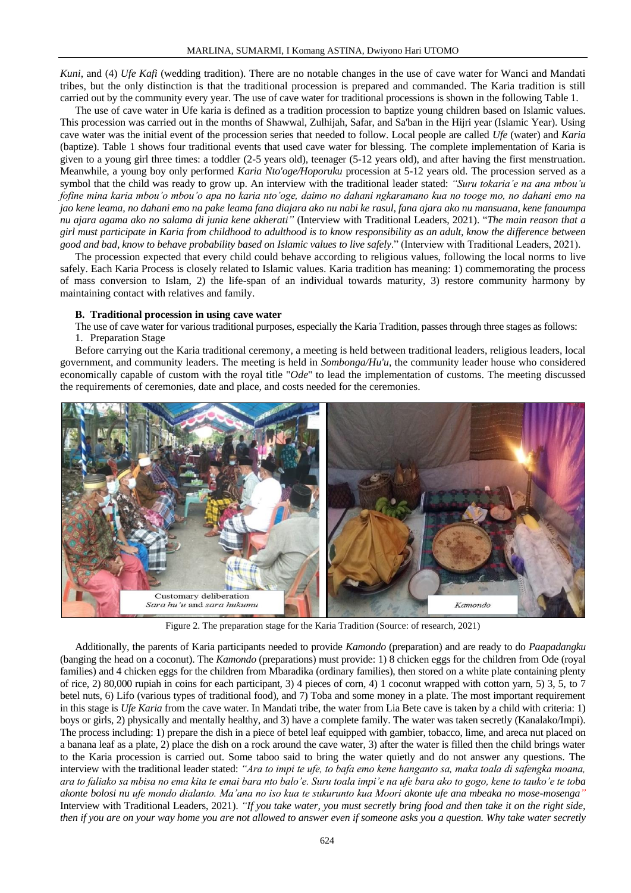*Kuni*, and (4) *Ufe Kafi* (wedding tradition). There are no notable changes in the use of cave water for Wanci and Mandati tribes, but the only distinction is that the traditional procession is prepared and commanded. The Karia tradition is still carried out by the community every year. The use of cave water for traditional processions is shown in the following Table 1.

The use of cave water in Ufe karia is defined as a tradition procession to baptize young children based on Islamic values. This procession was carried out in the months of Shawwal, Zulhijah, Safar, and Sa'ban in the Hijri year (Islamic Year). Using cave water was the initial event of the procession series that needed to follow. Local people are called *Ufe* (water) and *Karia* (baptize). Table 1 shows four traditional events that used cave water for blessing. The complete implementation of Karia is given to a young girl three times: a toddler (2-5 years old), teenager (5-12 years old), and after having the first menstruation. Meanwhile, a young boy only performed *Karia Nto'oge/Hoporuku* procession at 5-12 years old. The procession served as a symbol that the child was ready to grow up. An interview with the traditional leader stated: *"Suru tokaria'e na ana mbou'u fofine mina karia mbou'o mbou'o apa no karia nto'oge, daimo no dahani ngkaramano kua no tooge mo, no dahani emo na jao kene leama, no dahani emo na pake leama fana diajara ako nu nabi ke rasul, fana ajara ako nu mansuana, kene fanaumpa nu ajara agama ako no salama di junia kene akherati"* (Interview with Traditional Leaders, 2021). "*The main reason that a girl must participate in Karia from childhood to adulthood is to know responsibility as an adult, know the difference between good and bad, know to behave probability based on Islamic values to live safely*." (Interview with Traditional Leaders, 2021).

The procession expected that every child could behave according to religious values, following the local norms to live safely. Each Karia Process is closely related to Islamic values. Karia tradition has meaning: 1) commemorating the process of mass conversion to Islam, 2) the life-span of an individual towards maturity, 3) restore community harmony by maintaining contact with relatives and family.

### B. Traditional procession in using cave water

The use of cave water for various traditional purposes, especially the Karia Tradition, passes through three stages as follows:

1. Preparation Stage

Before carrying out the Karia traditional ceremony, a meeting is held between traditional leaders, religious leaders, local government, and community leaders. The meeting is held in *Sombonga/Hu'u*, the community leader house who considered economically capable of custom with the royal title "*Ode*" to lead the implementation of customs. The meeting discussed the requirements of ceremonies, date and place, and costs needed for the ceremonies.

Customary deliberation *Sara hu'u* and *sara hukumu*

*Kamondo*

Figure 2. The preparation stage for the Karia Tradition (Source: of research, 2021)

Additionally, the parents of Karia participants needed to provide *Kamondo* (preparation) and are ready to do *Paapadangku* (banging the head on a coconut). The *Kamondo* (preparations) must provide: 1) 8 chicken eggs for the children from Ode (royal families) and 4 chicken eggs for the children from Mbaradika (ordinary families), then stored on a white plate containing plenty of rice, 2) 80,000 rupiah in coins for each participant, 3) 4 pieces of corn, 4) 1 coconut wrapped with cotton yarn, 5) 3, 5, to 7 betel nuts, 6) Lifo (various types of traditional food), and 7) Toba and some money in a plate. The most important requirement in this stage is *Ufe Karia* from the cave water. In Mandati tribe, the water from Lia Bete cave is taken by a child with criteria: 1) boys or girls, 2) physically and mentally healthy, and 3) have a complete family. The water was taken secretly (Kanalako/Impi). The process including: 1) prepare the dish in a piece of betel leaf equipped with gambier, tobacco, lime, and areca nut placed on a banana leaf as a plate, 2) place the dish on a rock around the cave water, 3) after the water is filled then the child brings water to the Karia procession is carried out. Some taboo said to bring the water quietly and do not answer any questions. The interview with the traditional leader stated: *"Ara to impi te ufe, to bafa emo kene hanganto sa, maka toala di safengka moana, ara to faliako sa mbisa no ema kita te emai bara nto balo'e. Suru toala impi'e na ufe bara ako to gogo, kene to tauko'e te toba akonte bolosi nu ufe mondo dialanto. Ma'ana no iso kua te sukurunto kua Moori akonte ufe ana mbeaka no mose-mosenga"* Interview with Traditional Leaders, 2021). *"If you take water, you must secretly bring food and then take it on the right side, then if you are on your way home you are not allowed to answer even if someone asks you a question. Why take water secretly*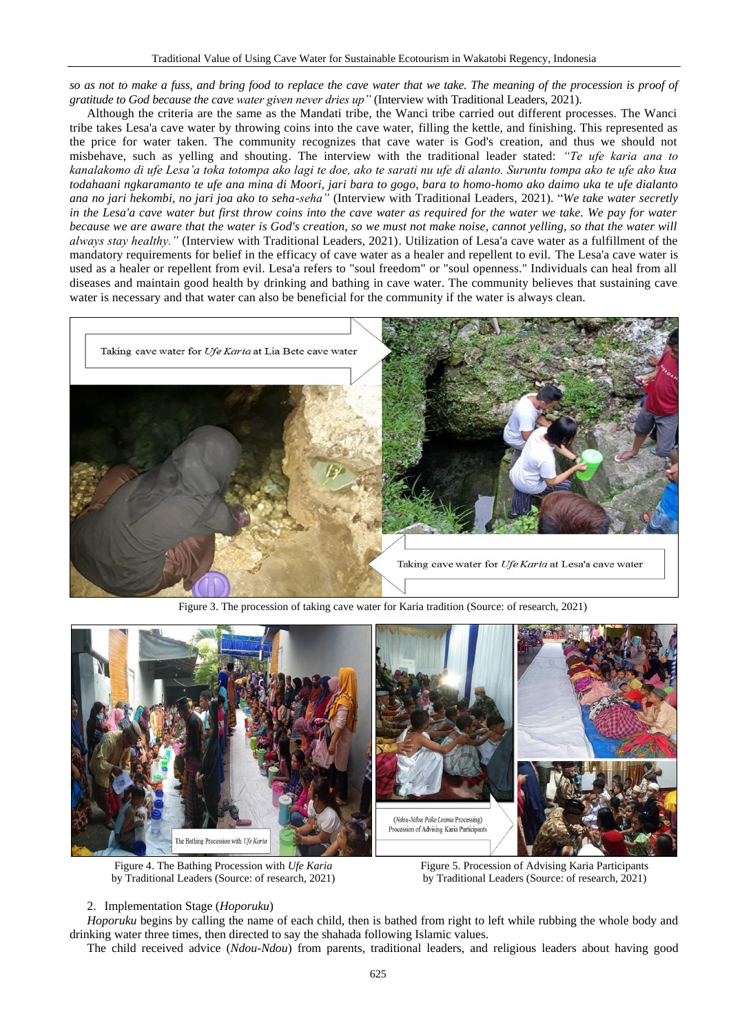*so as not to make a fuss, and bring food to replace the cave water that we take. The meaning of the procession is proof of gratitude to God because the cave water given never dries up"* (Interview with Traditional Leaders, 2021).

Although the criteria are the same as the Mandati tribe, the Wanci tribe carried out different processes. The Wanci tribe takes Lesa'a cave water by throwing coins into the cave water, filling the kettle, and finishing. This represented as the price for water taken. The community recognizes that cave water is God's creation, and thus we should not misbehave, such as yelling and shouting. The interview with the traditional leader stated: *"Te ufe karia ana to kanalakomo di ufe Lesa'a toka totompa ako lagi te doe, ako te sarati nu ufe di alanto. Suruntu tompa ako te ufe ako kua todahaani ngkaramanto te ufe ana mina di Moori, jari bara to gogo, bara to homo-homo ako daimo uka te ufe dialanto ana no jari hekombi, no jari joa ako to seha-seha"* (Interview with Traditional Leaders, 2021). "*We take water secretly in the Lesa'a cave water but first throw coins into the cave water as required for the water we take. We pay for water because we are aware that the water is God's creation, so we must not make noise, cannot yelling, so that the water will always stay healthy."* (Interview with Traditional Leaders, 2021). Utilization of Lesa'a cave water as a fulfillment of the mandatory requirements for belief in the efficacy of cave water as a healer and repellent to evil. The Lesa'a cave water is used as a healer or repellent from evil. Lesa'a refers to "soul freedom" or "soul openness." Individuals can heal from all diseases and maintain good health by drinking and bathing in cave water. The community believes that sustaining cave water is necessary and that water can also be beneficial for the community if the water is always clean.

Figure 3. The procession of taking cave water for Karia tradition (Source: of research, 2021)

Figure 4. The Bathing Procession with *Ufe Karia* by Traditional Leaders (Source: of research, 2021)

Figure 5. Procession of Advising Karia Participants by Traditional Leaders (Source: of research, 2021)

2. Implementation Stage (*Hoporuku*)

*Hoporuku* begins by calling the name of each child, then is bathed from right to left while rubbing the whole body and drinking water three times, then directed to say the shahada following Islamic values.

The child received advice (*Ndou-Ndou*) from parents, traditional leaders, and religious leaders about having good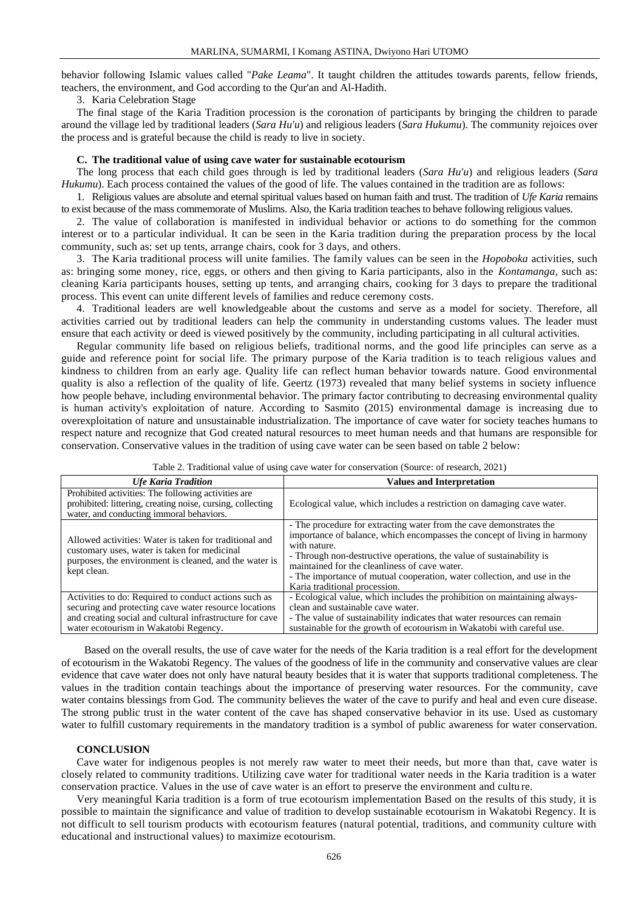behavior following Islamic values called "*Pake Leama*". It taught children the attitudes towards parents, fellow friends, teachers, the environment, and God according to the Qur'an and Al-Hadith.

3. Karia Celebration Stage

The final stage of the Karia Tradition procession is the coronation of participants by bringing the children to parade around the village led by traditional leaders (*Sara Hu'u*) and religious leaders (*Sara Hukumu*). The community rejoices over the process and is grateful because the child is ready to live in society.

### C. The traditional value of using cave water for sustainable ecotourism

The long process that each child goes through is led by traditional leaders (*Sara Hu'u*) and religious leaders (*Sara Hukumu*). Each process contained the values of the good of life. The values contained in the tradition are as follows:

1. Religious values are absolute and eternal spiritual values based on human faith and trust. The tradition of *Ufe Karia* remains to exist because of the mass commemorate of Muslims. Also, the Karia tradition teaches to behave following religious values.

2. The value of collaboration is manifested in individual behavior or actions to do something for the common interest or to a particular individual. It can be seen in the Karia tradition during the preparation process by the local community, such as: set up tents, arrange chairs, cook for 3 days, and others.

3. The Karia traditional process will unite families. The family values can be seen in the *Hopoboka* activities, such as: bringing some money, rice, eggs, or others and then giving to Karia participants, also in the *Kontamanga*, such as: cleaning Karia participants houses, setting up tents, and arranging chairs, cooking for 3 days to prepare the traditional process. This event can unite different levels of families and reduce ceremony costs.

4. Traditional leaders are well knowledgeable about the customs and serve as a model for society. Therefore, all activities carried out by traditional leaders can help the community in understanding customs values. The leader must ensure that each activity or deed is viewed positively by the community, including participating in all cultural activities.

Regular community life based on religious beliefs, traditional norms, and the good life principles can serve as a guide and reference point for social life. The primary purpose of the Karia tradition is to teach religious values and kindness to children from an early age. Quality life can reflect human behavior towards nature. Good environmental quality is also a reflection of the quality of life. Geertz (1973) revealed that many belief systems in society influence how people behave, including environmental behavior. The primary factor contributing to decreasing environmental quality is human activity's exploitation of nature. According to Sasmito (2015) environmental damage is increasing due to overexploitation of nature and unsustainable industrialization. The importance of cave water for society teaches humans to respect nature and recognize that God created natural resources to meet human needs and that humans are responsible for conservation. Conservative values in the tradition of using cave water can be seen based on table 2 below:

Table 2. Traditional value of using cave water for conservation (Source: of research, 2021)

| *Ufe Karia Tradition* | **Values and Interpretation** |
|---|---|
| Prohibited activities: The following activities are prohibited: littering, creating noise, cursing, collecting water, and conducting immoral behaviors. | Ecological value, which includes a restriction on damaging cave water. |
| Allowed activities: Water is taken for traditional and customary uses, water is taken for medicinal purposes, the environment is cleaned, and the water is kept clean. | - The procedure for extracting water from the cave demonstrates the importance of balance, which encompasses the concept of living in harmony with nature.<br>- Through non-destructive operations, the value of sustainability is maintained for the cleanliness of cave water.<br>- The importance of mutual cooperation, water collection, and use in the Karia traditional procession. |
| Activities to do: Required to conduct actions such as securing and protecting cave water resource locations and creating social and cultural infrastructure for cave water ecotourism in Wakatobi Regency. | - Ecological value, which includes the prohibition on maintaining always-clean and sustainable cave water.<br>- The value of sustainability indicates that water resources can remain sustainable for the growth of ecotourism in Wakatobi with careful use. |

Based on the overall results, the use of cave water for the needs of the Karia tradition is a real effort for the development of ecotourism in the Wakatobi Regency. The values of the goodness of life in the community and conservative values are clear evidence that cave water does not only have natural beauty besides that it is water that supports traditional completeness. The values in the tradition contain teachings about the importance of preserving water resources. For the community, cave water contains blessings from God. The community believes the water of the cave to purify and heal and even cure disease. The strong public trust in the water content of the cave has shaped conservative behavior in its use. Used as customary water to fulfill customary requirements in the mandatory tradition is a symbol of public awareness for water conservation.

## CONCLUSION

Cave water for indigenous peoples is not merely raw water to meet their needs, but more than that, cave water is closely related to community traditions. Utilizing cave water for traditional water needs in the Karia tradition is a water conservation practice. Values in the use of cave water is an effort to preserve the environment and culture.

Very meaningful Karia tradition is a form of true ecotourism implementation Based on the results of this study, it is possible to maintain the significance and value of tradition to develop sustainable ecotourism in Wakatobi Regency. It is not difficult to sell tourism products with ecotourism features (natural potential, traditions, and community culture with educational and instructional values) to maximize ecotourism.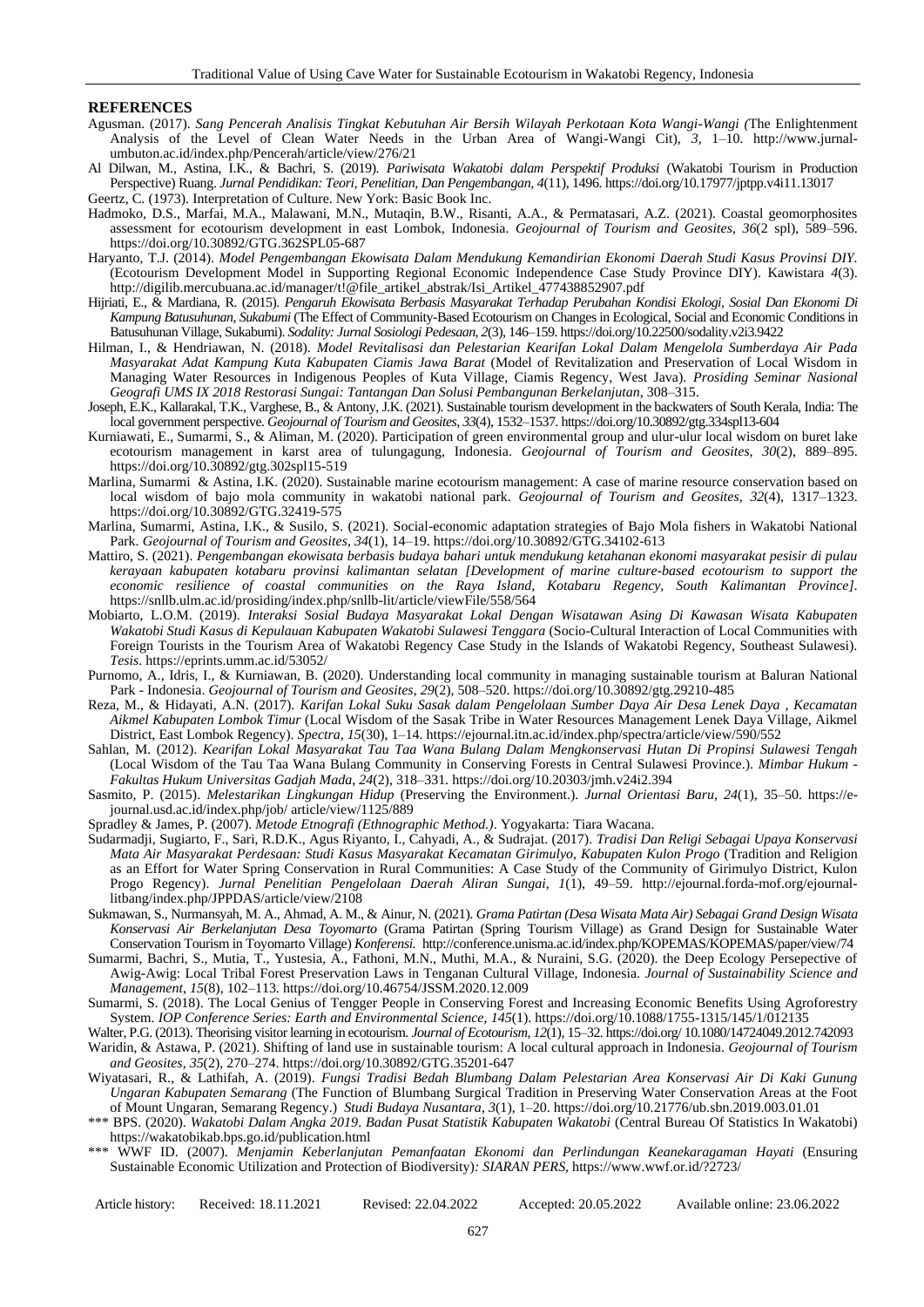## REFERENCES

Agusman. (2017). *Sang Pencerah Analisis Tingkat Kebutuhan Air Bersih Wilayah Perkotaan Kota Wangi-Wangi (*The Enlightenment Analysis of the Level of Clean Water Needs in the Urban Area of Wangi-Wangi Cit), *3*, 1–10. http://www.jurnal-umbuton.ac.id/index.php/Pencerah/article/view/276/21

Al Dilwan, M., Astina, I.K., & Bachri, S. (2019). *Pariwisata Wakatobi dalam Perspektif Produksi* (Wakatobi Tourism in Production Perspective) Ruang. *Jurnal Pendidikan: Teori, Penelitian, Dan Pengembangan*, *4*(11), 1496. https://doi.org/10.17977/jptpp.v4i11.13017

Geertz, C. (1973). Interpretation of Culture. New York: Basic Book Inc.

Hadmoko, D.S., Marfai, M.A., Malawani, M.N., Mutaqin, B.W., Risanti, A.A., & Permatasari, A.Z. (2021). Coastal geomorphosites assessment for ecotourism development in east Lombok, Indonesia. *Geojournal of Tourism and Geosites*, *36*(2 spl), 589–596. https://doi.org/10.30892/GTG.362SPL05-687

Haryanto, T.J. (2014). *Model Pengembangan Ekowisata Dalam Mendukung Kemandirian Ekonomi Daerah Studi Kasus Provinsi DIY*. (Ecotourism Development Model in Supporting Regional Economic Independence Case Study Province DIY). Kawistara *4*(3). http://digilib.mercubuana.ac.id/manager/t!@file_artikel_abstrak/Isi_Artikel_477438852907.pdf

Hijriati, E., & Mardiana, R. (2015). *Pengaruh Ekowisata Berbasis Masyarakat Terhadap Perubahan Kondisi Ekologi, Sosial Dan Ekonomi Di Kampung Batusuhunan, Sukabumi* (The Effect of Community-Based Ecotourism on Changes in Ecological, Social and Economic Conditions in Batusuhunan Village, Sukabumi). *Sodality: Jurnal Sosiologi Pedesaan*, *2*(3), 146–159. https://doi.org/10.22500/sodality.v2i3.9422

Hilman, I., & Hendriawan, N. (2018). *Model Revitalisasi dan Pelestarian Kearifan Lokal Dalam Mengelola Sumberdaya Air Pada Masyarakat Adat Kampung Kuta Kabupaten Ciamis Jawa Barat* (Model of Revitalization and Preservation of Local Wisdom in Managing Water Resources in Indigenous Peoples of Kuta Village, Ciamis Regency, West Java). *Prosiding Seminar Nasional Geografi UMS IX 2018 Restorasi Sungai: Tantangan Dan Solusi Pembangunan Berkelanjutan*, 308–315.

Joseph, E.K., Kallarakal, T.K., Varghese, B., & Antony, J.K. (2021). Sustainable tourism development in the backwaters of South Kerala, India: The local government perspective. *Geojournal of Tourism and Geosites*, *33*(4), 1532–1537. https://doi.org/10.30892/gtg.334spl13-604

Kurniawati, E., Sumarmi, S., & Aliman, M. (2020). Participation of green environmental group and ulur-ulur local wisdom on buret lake ecotourism management in karst area of tulungagung, Indonesia. *Geojournal of Tourism and Geosites*, *30*(2), 889–895. https://doi.org/10.30892/gtg.302spl15-519

Marlina, Sumarmi & Astina, I.K. (2020). Sustainable marine ecotourism management: A case of marine resource conservation based on local wisdom of bajo mola community in wakatobi national park. *Geojournal of Tourism and Geosites*, *32*(4), 1317–1323. https://doi.org/10.30892/GTG.32419-575

Marlina, Sumarmi, Astina, I.K., & Susilo, S. (2021). Social-economic adaptation strategies of Bajo Mola fishers in Wakatobi National Park. *Geojournal of Tourism and Geosites*, *34*(1), 14–19. https://doi.org/10.30892/GTG.34102-613

Mattiro, S. (2021). *Pengembangan ekowisata berbasis budaya bahari untuk mendukung ketahanan ekonomi masyarakat pesisir di pulau kerayaan kabupaten kotabaru provinsi kalimantan selatan [Development of marine culture-based ecotourism to support the economic resilience of coastal communities on the Raya Island, Kotabaru Regency, South Kalimantan Province]*. https://snllb.ulm.ac.id/prosiding/index.php/snllb-lit/article/viewFile/558/564

Mobiarto, L.O.M. (2019). *Interaksi Sosial Budaya Masyarakat Lokal Dengan Wisatawan Asing Di Kawasan Wisata Kabupaten Wakatobi Studi Kasus di Kepulauan Kabupaten Wakatobi Sulawesi Tenggara* (Socio-Cultural Interaction of Local Communities with Foreign Tourists in the Tourism Area of Wakatobi Regency Case Study in the Islands of Wakatobi Regency, Southeast Sulawesi). *Tesis*. https://eprints.umm.ac.id/53052/

Purnomo, A., Idris, I., & Kurniawan, B. (2020). Understanding local community in managing sustainable tourism at Baluran National Park - Indonesia. *Geojournal of Tourism and Geosites*, *29*(2), 508–520. https://doi.org/10.30892/gtg.29210-485

Reza, M., & Hidayati, A.N. (2017). *Karifan Lokal Suku Sasak dalam Pengelolaan Sumber Daya Air Desa Lenek Daya , Kecamatan Aikmel Kabupaten Lombok Timur* (Local Wisdom of the Sasak Tribe in Water Resources Management Lenek Daya Village, Aikmel District, East Lombok Regency). *Spectra*, *15*(30), 1–14. https://ejournal.itn.ac.id/index.php/spectra/article/view/590/552

Sahlan, M. (2012). *Kearifan Lokal Masyarakat Tau Taa Wana Bulang Dalam Mengkonservasi Hutan Di Propinsi Sulawesi Tengah* (Local Wisdom of the Tau Taa Wana Bulang Community in Conserving Forests in Central Sulawesi Province.). *Mimbar Hukum - Fakultas Hukum Universitas Gadjah Mada*, *24*(2), 318–331. https://doi.org/10.20303/jmh.v24i2.394

Sasmito, P. (2015). *Melestarikan Lingkungan Hidup* (Preserving the Environment.). *Jurnal Orientasi Baru*, *24*(1), 35–50. https://e-journal.usd.ac.id/index.php/job/ article/view/1125/889

Spradley & James, P. (2007). *Metode Etnografi (Ethnographic Method.)*. Yogyakarta: Tiara Wacana.

Sudarmadji, Sugiarto, F., Sari, R.D.K., Agus Riyanto, I., Cahyadi, A., & Sudrajat. (2017). *Tradisi Dan Religi Sebagai Upaya Konservasi Mata Air Masyarakat Perdesaan: Studi Kasus Masyarakat Kecamatan Girimulyo, Kabupaten Kulon Progo* (Tradition and Religion as an Effort for Water Spring Conservation in Rural Communities: A Case Study of the Community of Girimulyo District, Kulon Progo Regency). *Jurnal Penelitian Pengelolaan Daerah Aliran Sungai*, *1*(1), 49–59. http://ejournal.forda-mof.org/ejournal-litbang/index.php/JPPDAS/article/view/2108

Sukmawan, S., Nurmansyah, M. A., Ahmad, A. M., & Ainur, N. (2021). *Grama Patirtan (Desa Wisata Mata Air) Sebagai Grand Design Wisata Konservasi Air Berkelanjutan Desa Toyomarto* (Grama Patirtan (Spring Tourism Village) as Grand Design for Sustainable Water Conservation Tourism in Toyomarto Village) *Konferensi.* http://conference.unisma.ac.id/index.php/KOPEMAS/KOPEMAS/paper/view/74

Sumarmi, Bachri, S., Mutia, T., Yustesia, A., Fathoni, M.N., Muthi, M.A., & Nuraini, S.G. (2020). the Deep Ecology Persepective of Awig-Awig: Local Tribal Forest Preservation Laws in Tenganan Cultural Village, Indonesia. *Journal of Sustainability Science and Management*, *15*(8), 102–113. https://doi.org/10.46754/JSSM.2020.12.009

Sumarmi, S. (2018). The Local Genius of Tengger People in Conserving Forest and Increasing Economic Benefits Using Agroforestry System. *IOP Conference Series: Earth and Environmental Science*, *145*(1). https://doi.org/10.1088/1755-1315/145/1/012135

Walter, P.G. (2013). Theorising visitor learning in ecotourism. *Journal of Ecotourism*, *12*(1), 15–32. https://doi.org/ 10.1080/14724049.2012.742093

Waridin, & Astawa, P. (2021). Shifting of land use in sustainable tourism: A local cultural approach in Indonesia. *Geojournal of Tourism and Geosites*, *35*(2), 270–274. https://doi.org/10.30892/GTG.35201-647

Wiyatasari, R., & Lathifah, A. (2019). *Fungsi Tradisi Bedah Blumbang Dalam Pelestarian Area Konservasi Air Di Kaki Gunung Ungaran Kabupaten Semarang* (The Function of Blumbang Surgical Tradition in Preserving Water Conservation Areas at the Foot of Mount Ungaran, Semarang Regency.) *Studi Budaya Nusantara*, *3*(1), 1–20. https://doi.org/10.21776/ub.sbn.2019.003.01.01

\*\*\* BPS. (2020). *Wakatobi Dalam Angka 2019*. *Badan Pusat Statistik Kabupaten Wakatobi* (Central Bureau Of Statistics In Wakatobi) https://wakatobikab.bps.go.id/publication.html

\*\*\* WWF ID. (2007). *Menjamin Keberlanjutan Pemanfaatan Ekonomi dan Perlindungan Keanekaragaman Hayati* (Ensuring Sustainable Economic Utilization and Protection of Biodiversity)*: SIARAN PERS*, https://www.wwf.or.id/?2723/

Article history: Received: 18.11.2021 Revised: 22.04.2022 Accepted: 20.05.2022 Available online: 23.06.2022